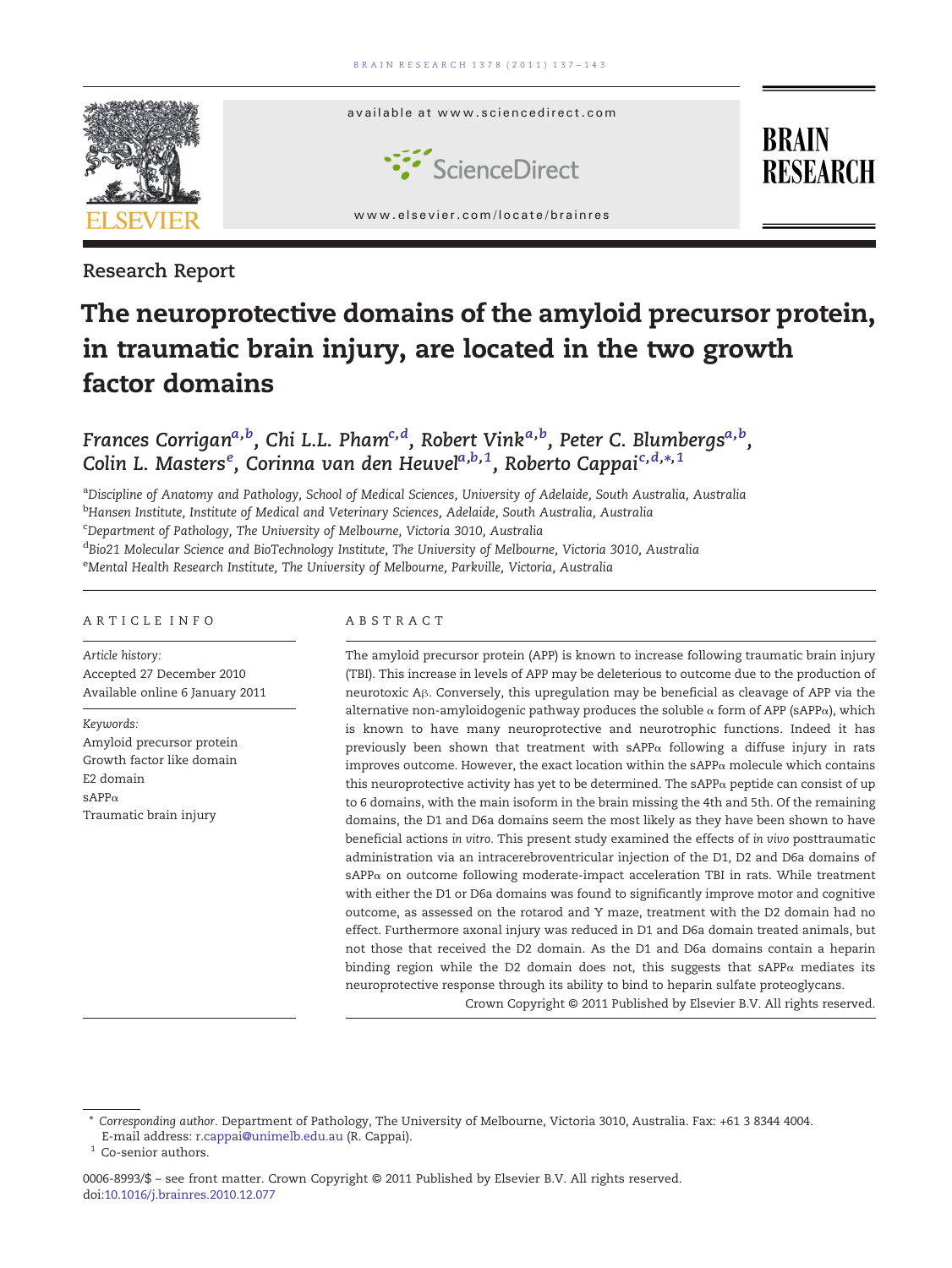Research Report

# The neuroprotective domains of the amyloid precursor protein, in traumatic brain injury, are located in the two growth factor domains

*Frances Corrigan*[a,b], *Chi L.L. Pham*[c,d], *Robert Vink*[a,b], *Peter C. Blumbergs*[a,b], *Colin L. Masters*[e], *Corinna van den Heuvel*[a,b,1], *Roberto Cappai*[c,d,*,1]

[a]Discipline of Anatomy and Pathology, School of Medical Sciences, University of Adelaide, South Australia, Australia
[b]Hansen Institute, Institute of Medical and Veterinary Sciences, Adelaide, South Australia, Australia
[c]Department of Pathology, The University of Melbourne, Victoria 3010, Australia
[d]Bio21 Molecular Science and BioTechnology Institute, The University of Melbourne, Victoria 3010, Australia
[e]Mental Health Research Institute, The University of Melbourne, Parkville, Victoria, Australia

## ARTICLE INFO

*Article history:*
Accepted 27 December 2010
Available online 6 January 2011

*Keywords:*
Amyloid precursor protein
Growth factor like domain
E2 domain
sAPPα
Traumatic brain injury

## ABSTRACT

The amyloid precursor protein (APP) is known to increase following traumatic brain injury (TBI). This increase in levels of APP may be deleterious to outcome due to the production of neurotoxic Aβ. Conversely, this upregulation may be beneficial as cleavage of APP via the alternative non-amyloidogenic pathway produces the soluble α form of APP (sAPPα), which is known to have many neuroprotective and neurotrophic functions. Indeed it has previously been shown that treatment with sAPPα following a diffuse injury in rats improves outcome. However, the exact location within the sAPPα molecule which contains this neuroprotective activity has yet to be determined. The sAPPα peptide can consist of up to 6 domains, with the main isoform in the brain missing the 4th and 5th. Of the remaining domains, the D1 and D6a domains seem the most likely as they have been shown to have beneficial actions *in vitro*. This present study examined the effects of *in vivo* posttraumatic administration via an intracerebroventricular injection of the D1, D2 and D6a domains of sAPPα on outcome following moderate-impact acceleration TBI in rats. While treatment with either the D1 or D6a domains was found to significantly improve motor and cognitive outcome, as assessed on the rotarod and Y maze, treatment with the D2 domain had no effect. Furthermore axonal injury was reduced in D1 and D6a domain treated animals, but not those that received the D2 domain. As the D1 and D6a domains contain a heparin binding region while the D2 domain does not, this suggests that sAPPα mediates its neuroprotective response through its ability to bind to heparin sulfate proteoglycans.

Crown Copyright © 2011 Published by Elsevier B.V. All rights reserved.

---

\* *Corresponding author.* Department of Pathology, The University of Melbourne, Victoria 3010, Australia. Fax: +61 3 8344 4004.
E-mail address: r.cappai@unimelb.edu.au (R. Cappai).
[1] Co-senior authors.

0006-8993/$ – see front matter. Crown Copyright © 2011 Published by Elsevier B.V. All rights reserved.
doi:10.1016/j.brainres.2010.12.077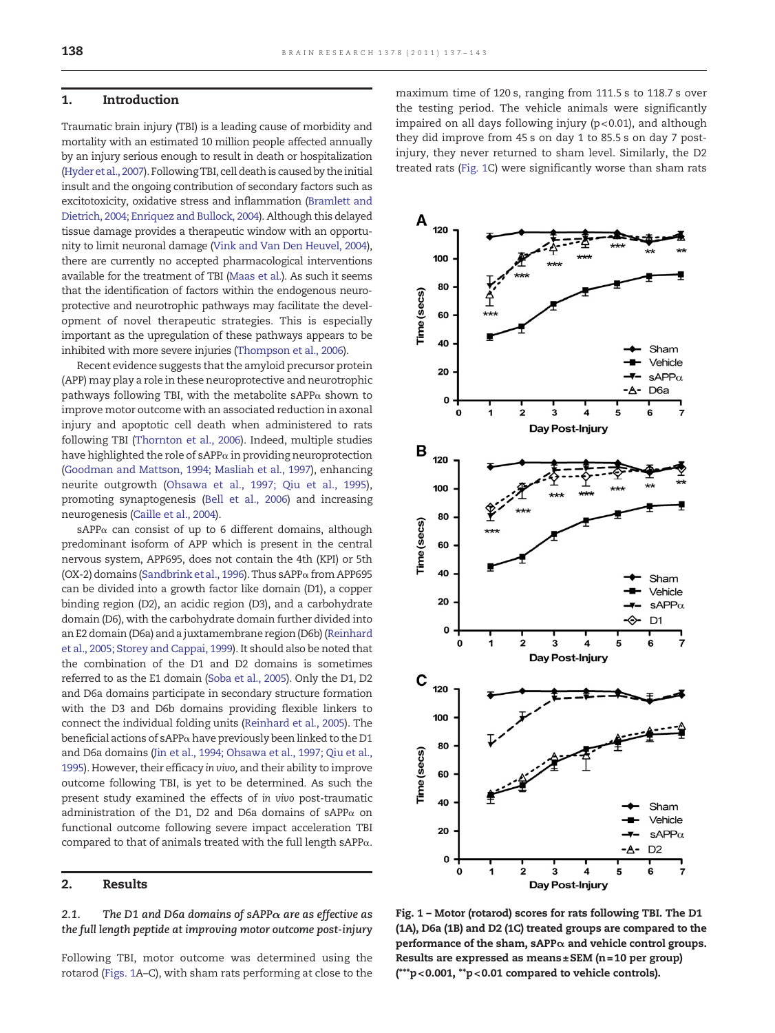## 1. Introduction

Traumatic brain injury (TBI) is a leading cause of morbidity and mortality with an estimated 10 million people affected annually by an injury serious enough to result in death or hospitalization (Hyder et al., 2007). Following TBI, cell death is caused by the initial insult and the ongoing contribution of secondary factors such as excitotoxicity, oxidative stress and inflammation (Bramlett and Dietrich, 2004; Enriquez and Bullock, 2004). Although this delayed tissue damage provides a therapeutic window with an opportunity to limit neuronal damage (Vink and Van Den Heuvel, 2004), there are currently no accepted pharmacological interventions available for the treatment of TBI (Maas et al.). As such it seems that the identification of factors within the endogenous neuroprotective and neurotrophic pathways may facilitate the development of novel therapeutic strategies. This is especially important as the upregulation of these pathways appears to be inhibited with more severe injuries (Thompson et al., 2006).

Recent evidence suggests that the amyloid precursor protein (APP) may play a role in these neuroprotective and neurotrophic pathways following TBI, with the metabolite sAPPα shown to improve motor outcome with an associated reduction in axonal injury and apoptotic cell death when administered to rats following TBI (Thornton et al., 2006). Indeed, multiple studies have highlighted the role of sAPPα in providing neuroprotection (Goodman and Mattson, 1994; Masliah et al., 1997), enhancing neurite outgrowth (Ohsawa et al., 1997; Qiu et al., 1995), promoting synaptogenesis (Bell et al., 2006) and increasing neurogenesis (Caille et al., 2004).

sAPPα can consist of up to 6 different domains, although predominant isoform of APP which is present in the central nervous system, APP695, does not contain the 4th (KPI) or 5th (OX-2) domains (Sandbrink et al., 1996). Thus sAPPα from APP695 can be divided into a growth factor like domain (D1), a copper binding region (D2), an acidic region (D3), and a carbohydrate domain (D6), with the carbohydrate domain further divided into an E2 domain (D6a) and a juxtamembrane region (D6b) (Reinhard et al., 2005; Storey and Cappai, 1999). It should also be noted that the combination of the D1 and D2 domains is sometimes referred to as the E1 domain (Soba et al., 2005). Only the D1, D2 and D6a domains participate in secondary structure formation with the D3 and D6b domains providing flexible linkers to connect the individual folding units (Reinhard et al., 2005). The beneficial actions of sAPPα have previously been linked to the D1 and D6a domains (Jin et al., 1994; Ohsawa et al., 1997; Qiu et al., 1995). However, their efficacy *in vivo*, and their ability to improve outcome following TBI, is yet to be determined. As such the present study examined the effects of *in vivo* post-traumatic administration of the D1, D2 and D6a domains of sAPPα on functional outcome following severe impact acceleration TBI compared to that of animals treated with the full length sAPPα.

## 2. Results

### 2.1. The D1 and D6a domains of sAPPα are as effective as the full length peptide at improving motor outcome post-injury

Following TBI, motor outcome was determined using the rotarod (Figs. 1A–C), with sham rats performing at close to the maximum time of 120 s, ranging from 111.5 s to 118.7 s over the testing period. The vehicle animals were significantly impaired on all days following injury ($p<0.01$), and although they did improve from 45 s on day 1 to 85.5 s on day 7 post-injury, they never returned to sham level. Similarly, the D2 treated rats (Fig. 1C) were significantly worse than sham rats

**Fig. 1 – Motor (rotarod) scores for rats following TBI. The D1 (1A), D6a (1B) and D2 (1C) treated groups are compared to the performance of the sham, sAPPα and vehicle control groups. Results are expressed as means ± SEM (n = 10 per group) (\*\*\*p < 0.001, \*\*p < 0.01 compared to vehicle controls).**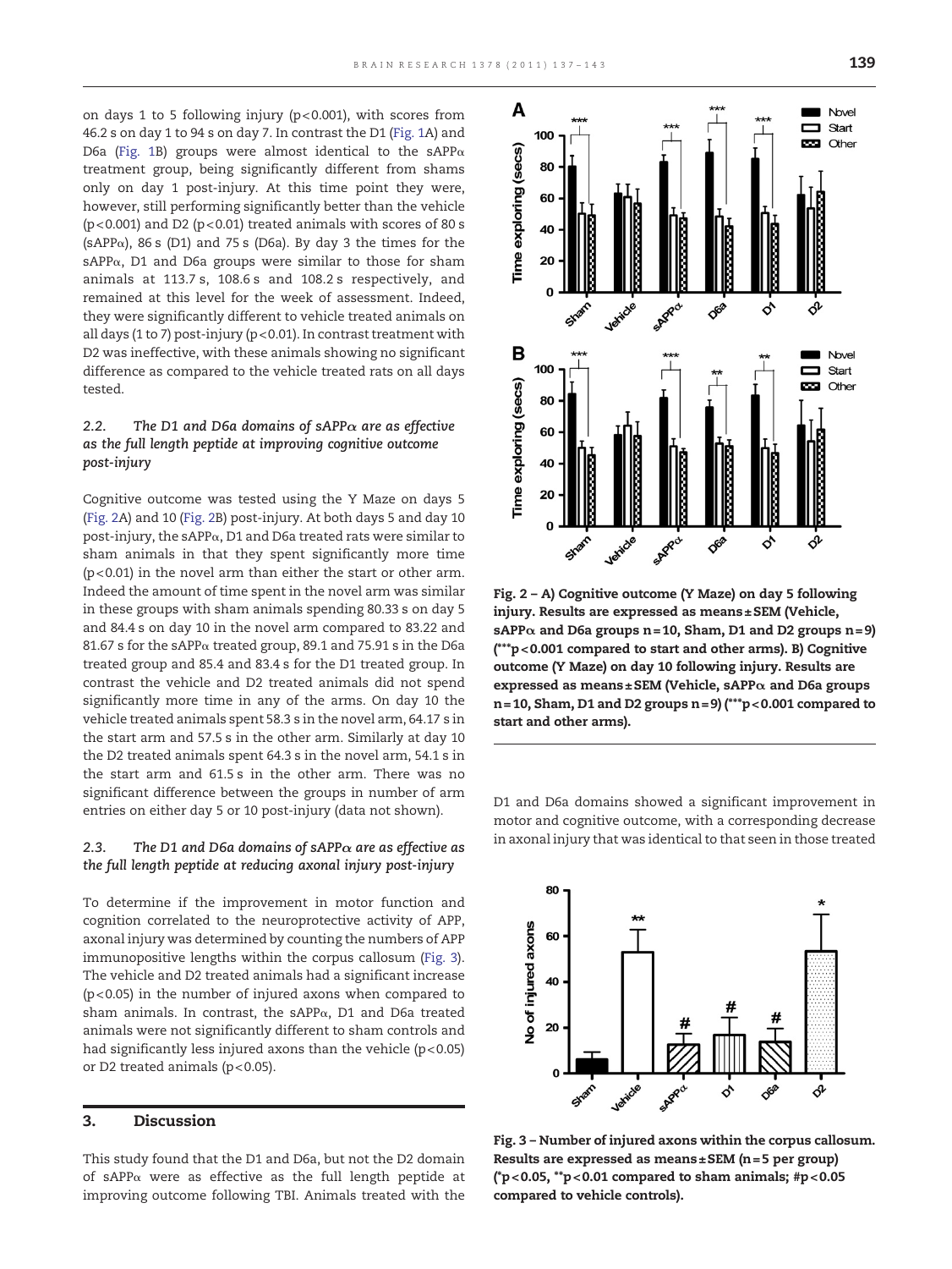on days 1 to 5 following injury ($p<0.001$), with scores from 46.2 s on day 1 to 94 s on day 7. In contrast the D1 (Fig. 1A) and D6a (Fig. 1B) groups were almost identical to the sAPPα treatment group, being significantly different from shams only on day 1 post-injury. At this time point they were, however, still performing significantly better than the vehicle ($p<0.001$) and D2 ($p<0.01$) treated animals with scores of 80 s (sAPPα), 86 s (D1) and 75 s (D6a). By day 3 the times for the sAPPα, D1 and D6a groups were similar to those for sham animals at 113.7 s, 108.6 s and 108.2 s respectively, and remained at this level for the week of assessment. Indeed, they were significantly different to vehicle treated animals on all days (1 to 7) post-injury ($p<0.01$). In contrast treatment with D2 was ineffective, with these animals showing no significant difference as compared to the vehicle treated rats on all days tested.

### 2.2. The D1 and D6a domains of sAPPα are as effective as the full length peptide at improving cognitive outcome post-injury

Cognitive outcome was tested using the Y Maze on days 5 (Fig. 2A) and 10 (Fig. 2B) post-injury. At both days 5 and day 10 post-injury, the sAPPα, D1 and D6a treated rats were similar to sham animals in that they spent significantly more time ($p<0.01$) in the novel arm than either the start or other arm. Indeed the amount of time spent in the novel arm was similar in these groups with sham animals spending 80.33 s on day 5 and 84.4 s on day 10 in the novel arm compared to 83.22 and 81.67 s for the sAPPα treated group, 89.1 and 75.91 s in the D6a treated group and 85.4 and 83.4 s for the D1 treated group. In contrast the vehicle and D2 treated animals did not spend significantly more time in any of the arms. On day 10 the vehicle treated animals spent 58.3 s in the novel arm, 64.17 s in the start arm and 57.5 s in the other arm. Similarly at day 10 the D2 treated animals spent 64.3 s in the novel arm, 54.1 s in the start arm and 61.5 s in the other arm. There was no significant difference between the groups in number of arm entries on either day 5 or 10 post-injury (data not shown).

### 2.3. The D1 and D6a domains of sAPPα are as effective as the full length peptide at reducing axonal injury post-injury

To determine if the improvement in motor function and cognition correlated to the neuroprotective activity of APP, axonal injury was determined by counting the numbers of APP immunopositive lengths within the corpus callosum (Fig. 3). The vehicle and D2 treated animals had a significant increase ($p<0.05$) in the number of injured axons when compared to sham animals. In contrast, the sAPPα, D1 and D6a treated animals were not significantly different to sham controls and had significantly less injured axons than the vehicle ($p<0.05$) or D2 treated animals ($p<0.05$).

**Fig. 2 – A) Cognitive outcome (Y Maze) on day 5 following injury. Results are expressed as means ± SEM (Vehicle, sAPPα and D6a groups n = 10, Sham, D1 and D2 groups n = 9) (\*\*\*$p<0.001$ compared to start and other arms). B) Cognitive outcome (Y Maze) on day 10 following injury. Results are expressed as means ± SEM (Vehicle, sAPPα and D6a groups n = 10, Sham, D1 and D2 groups n = 9) (\*\*\*$p<0.001$ compared to start and other arms).**

**Fig. 3 – Number of injured axons within the corpus callosum. Results are expressed as means ± SEM (n = 5 per group) (\*$p<0.05$, \*\*$p<0.01$ compared to sham animals; #$p<0.05$ compared to vehicle controls).**

## 3. Discussion

This study found that the D1 and D6a, but not the D2 domain of sAPPα were as effective as the full length peptide at improving outcome following TBI. Animals treated with the D1 and D6a domains showed a significant improvement in motor and cognitive outcome, with a corresponding decrease in axonal injury that was identical to that seen in those treated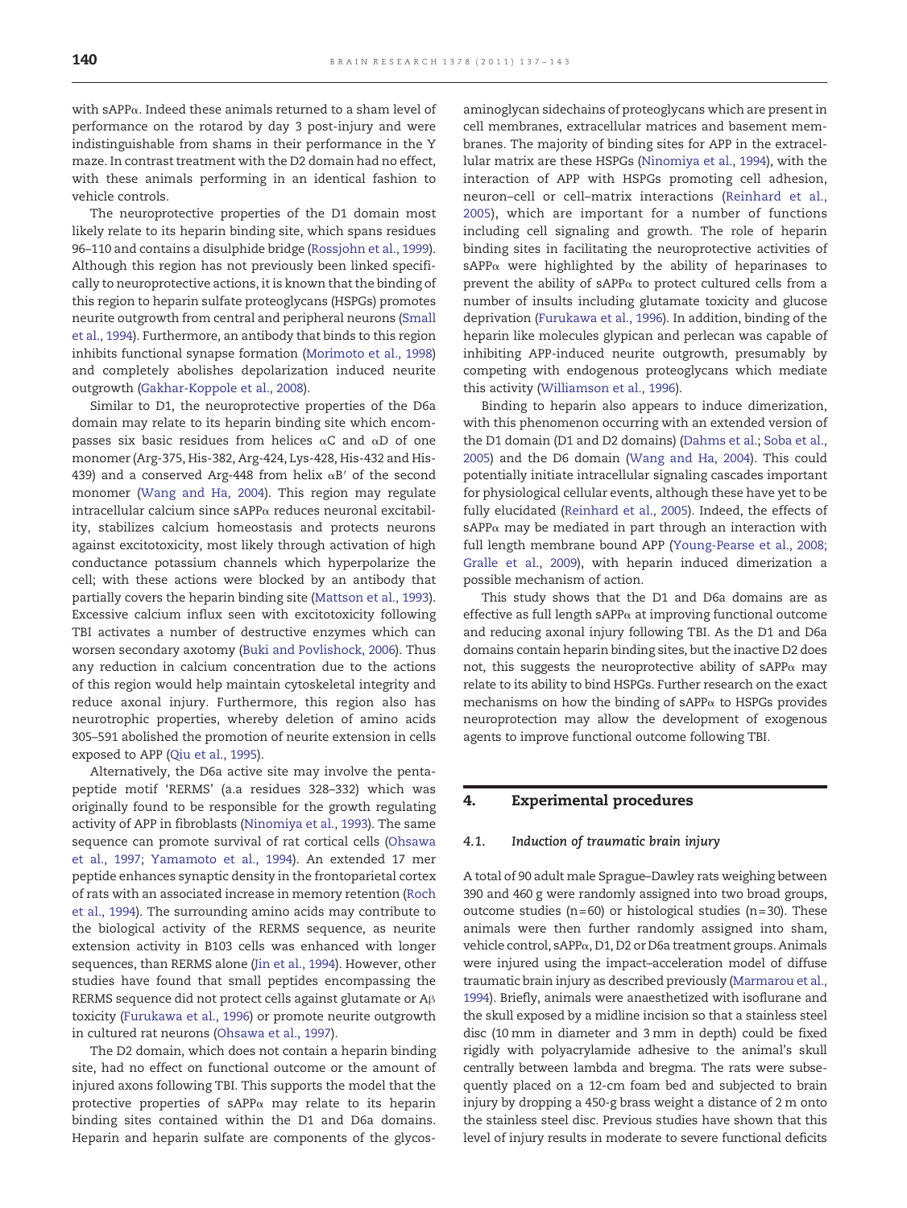with sAPPα. Indeed these animals returned to a sham level of performance on the rotarod by day 3 post-injury and were indistinguishable from shams in their performance in the Y maze. In contrast treatment with the D2 domain had no effect, with these animals performing in an identical fashion to vehicle controls.

The neuroprotective properties of the D1 domain most likely relate to its heparin binding site, which spans residues 96–110 and contains a disulphide bridge (Rossjohn et al., 1999). Although this region has not previously been linked specifically to neuroprotective actions, it is known that the binding of this region to heparin sulfate proteoglycans (HSPGs) promotes neurite outgrowth from central and peripheral neurons (Small et al., 1994). Furthermore, an antibody that binds to this region inhibits functional synapse formation (Morimoto et al., 1998) and completely abolishes depolarization induced neurite outgrowth (Gakhar-Koppole et al., 2008).

Similar to D1, the neuroprotective properties of the D6a domain may relate to its heparin binding site which encompasses six basic residues from helices αC and αD of one monomer (Arg-375, His-382, Arg-424, Lys-428, His-432 and His-439) and a conserved Arg-448 from helix αB′ of the second monomer (Wang and Ha, 2004). This region may regulate intracellular calcium since sAPPα reduces neuronal excitability, stabilizes calcium homeostasis and protects neurons against excitotoxicity, most likely through activation of high conductance potassium channels which hyperpolarize the cell; with these actions were blocked by an antibody that partially covers the heparin binding site (Mattson et al., 1993). Excessive calcium influx seen with excitotoxicity following TBI activates a number of destructive enzymes which can worsen secondary axotomy (Buki and Povlishock, 2006). Thus any reduction in calcium concentration due to the actions of this region would help maintain cytoskeletal integrity and reduce axonal injury. Furthermore, this region also has neurotrophic properties, whereby deletion of amino acids 305–591 abolished the promotion of neurite extension in cells exposed to APP (Qiu et al., 1995).

Alternatively, the D6a active site may involve the pentapeptide motif 'RERMS' (a.a residues 328–332) which was originally found to be responsible for the growth regulating activity of APP in fibroblasts (Ninomiya et al., 1993). The same sequence can promote survival of rat cortical cells (Ohsawa et al., 1997; Yamamoto et al., 1994). An extended 17 mer peptide enhances synaptic density in the frontoparietal cortex of rats with an associated increase in memory retention (Roch et al., 1994). The surrounding amino acids may contribute to the biological activity of the RERMS sequence, as neurite extension activity in B103 cells was enhanced with longer sequences, than RERMS alone (Jin et al., 1994). However, other studies have found that small peptides encompassing the RERMS sequence did not protect cells against glutamate or Aβ toxicity (Furukawa et al., 1996) or promote neurite outgrowth in cultured rat neurons (Ohsawa et al., 1997).

The D2 domain, which does not contain a heparin binding site, had no effect on functional outcome or the amount of injured axons following TBI. This supports the model that the protective properties of sAPPα may relate to its heparin binding sites contained within the D1 and D6a domains. Heparin and heparin sulfate are components of the glycosaminoglycan sidechains of proteoglycans which are present in cell membranes, extracellular matrices and basement membranes. The majority of binding sites for APP in the extracellular matrix are these HSPGs (Ninomiya et al., 1994), with the interaction of APP with HSPGs promoting cell adhesion, neuron–cell or cell–matrix interactions (Reinhard et al., 2005), which are important for a number of functions including cell signaling and growth. The role of heparin binding sites in facilitating the neuroprotective activities of sAPPα were highlighted by the ability of heparinases to prevent the ability of sAPPα to protect cultured cells from a number of insults including glutamate toxicity and glucose deprivation (Furukawa et al., 1996). In addition, binding of the heparin like molecules glypican and perlecan was capable of inhibiting APP-induced neurite outgrowth, presumably by competing with endogenous proteoglycans which mediate this activity (Williamson et al., 1996).

Binding to heparin also appears to induce dimerization, with this phenomenon occurring with an extended version of the D1 domain (D1 and D2 domains) (Dahms et al.; Soba et al., 2005) and the D6 domain (Wang and Ha, 2004). This could potentially initiate intracellular signaling cascades important for physiological cellular events, although these have yet to be fully elucidated (Reinhard et al., 2005). Indeed, the effects of sAPPα may be mediated in part through an interaction with full length membrane bound APP (Young-Pearse et al., 2008; Gralle et al., 2009), with heparin induced dimerization a possible mechanism of action.

This study shows that the D1 and D6a domains are as effective as full length sAPPα at improving functional outcome and reducing axonal injury following TBI. As the D1 and D6a domains contain heparin binding sites, but the inactive D2 does not, this suggests the neuroprotective ability of sAPPα may relate to its ability to bind HSPGs. Further research on the exact mechanisms on how the binding of sAPPα to HSPGs provides neuroprotection may allow the development of exogenous agents to improve functional outcome following TBI.

## 4. Experimental procedures

### 4.1. *Induction of traumatic brain injury*

A total of 90 adult male Sprague–Dawley rats weighing between 390 and 460 g were randomly assigned into two broad groups, outcome studies (n=60) or histological studies (n=30). These animals were then further randomly assigned into sham, vehicle control, sAPPα, D1, D2 or D6a treatment groups. Animals were injured using the impact–acceleration model of diffuse traumatic brain injury as described previously (Marmarou et al., 1994). Briefly, animals were anaesthetized with isoflurane and the skull exposed by a midline incision so that a stainless steel disc (10 mm in diameter and 3 mm in depth) could be fixed rigidly with polyacrylamide adhesive to the animal's skull centrally between lambda and bregma. The rats were subsequently placed on a 12-cm foam bed and subjected to brain injury by dropping a 450-g brass weight a distance of 2 m onto the stainless steel disc. Previous studies have shown that this level of injury results in moderate to severe functional deficits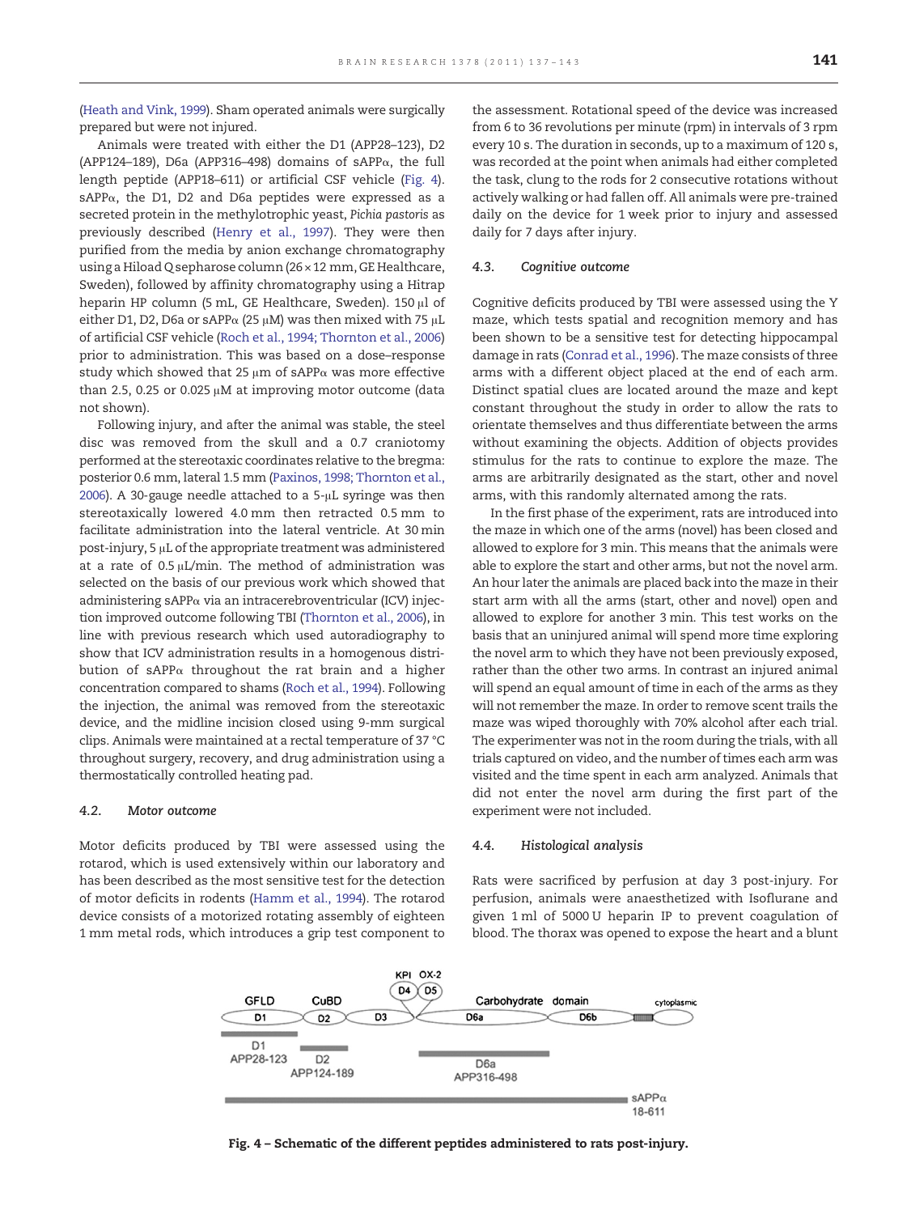(Heath and Vink, 1999). Sham operated animals were surgically prepared but were not injured.

Animals were treated with either the D1 (APP28–123), D2 (APP124–189), D6a (APP316–498) domains of sAPPα, the full length peptide (APP18–611) or artificial CSF vehicle (Fig. 4). sAPPα, the D1, D2 and D6a peptides were expressed as a secreted protein in the methylotrophic yeast, *Pichia pastoris* as previously described (Henry et al., 1997). They were then purified from the media by anion exchange chromatography using a Hiload Q sepharose column (26 × 12 mm, GE Healthcare, Sweden), followed by affinity chromatography using a Hitrap heparin HP column (5 mL, GE Healthcare, Sweden). 150 μl of either D1, D2, D6a or sAPPα (25 μM) was then mixed with 75 μL of artificial CSF vehicle (Roch et al., 1994; Thornton et al., 2006) prior to administration. This was based on a dose–response study which showed that 25 μm of sAPPα was more effective than 2.5, 0.25 or 0.025 μM at improving motor outcome (data not shown).

Following injury, and after the animal was stable, the steel disc was removed from the skull and a 0.7 craniotomy performed at the stereotaxic coordinates relative to the bregma: posterior 0.6 mm, lateral 1.5 mm (Paxinos, 1998; Thornton et al., 2006). A 30-gauge needle attached to a 5-μL syringe was then stereotaxically lowered 4.0 mm then retracted 0.5 mm to facilitate administration into the lateral ventricle. At 30 min post-injury, 5 μL of the appropriate treatment was administered at a rate of 0.5 μL/min. The method of administration was selected on the basis of our previous work which showed that administering sAPPα via an intracerebroventricular (ICV) injection improved outcome following TBI (Thornton et al., 2006), in line with previous research which used autoradiography to show that ICV administration results in a homogenous distribution of sAPPα throughout the rat brain and a higher concentration compared to shams (Roch et al., 1994). Following the injection, the animal was removed from the stereotaxic device, and the midline incision closed using 9-mm surgical clips. Animals were maintained at a rectal temperature of 37 °C throughout surgery, recovery, and drug administration using a thermostatically controlled heating pad.

### 4.2. Motor outcome

Motor deficits produced by TBI were assessed using the rotarod, which is used extensively within our laboratory and has been described as the most sensitive test for the detection of motor deficits in rodents (Hamm et al., 1994). The rotarod device consists of a motorized rotating assembly of eighteen 1 mm metal rods, which introduces a grip test component to the assessment. Rotational speed of the device was increased from 6 to 36 revolutions per minute (rpm) in intervals of 3 rpm every 10 s. The duration in seconds, up to a maximum of 120 s, was recorded at the point when animals had either completed the task, clung to the rods for 2 consecutive rotations without actively walking or had fallen off. All animals were pre-trained daily on the device for 1 week prior to injury and assessed daily for 7 days after injury.

### 4.3. Cognitive outcome

Cognitive deficits produced by TBI were assessed using the Y maze, which tests spatial and recognition memory and has been shown to be a sensitive test for detecting hippocampal damage in rats (Conrad et al., 1996). The maze consists of three arms with a different object placed at the end of each arm. Distinct spatial clues are located around the maze and kept constant throughout the study in order to allow the rats to orientate themselves and thus differentiate between the arms without examining the objects. Addition of objects provides stimulus for the rats to continue to explore the maze. The arms are arbitrarily designated as the start, other and novel arms, with this randomly alternated among the rats.

In the first phase of the experiment, rats are introduced into the maze in which one of the arms (novel) has been closed and allowed to explore for 3 min. This means that the animals were able to explore the start and other arms, but not the novel arm. An hour later the animals are placed back into the maze in their start arm with all the arms (start, other and novel) open and allowed to explore for another 3 min. This test works on the basis that an uninjured animal will spend more time exploring the novel arm to which they have not been previously exposed, rather than the other two arms. In contrast an injured animal will spend an equal amount of time in each of the arms as they will not remember the maze. In order to remove scent trails the maze was wiped thoroughly with 70% alcohol after each trial. The experimenter was not in the room during the trials, with all trials captured on video, and the number of times each arm was visited and the time spent in each arm analyzed. Animals that did not enter the novel arm during the first part of the experiment were not included.

### 4.4. Histological analysis

Rats were sacrificed by perfusion at day 3 post-injury. For perfusion, animals were anaesthetized with Isoflurane and given 1 ml of 5000 U heparin IP to prevent coagulation of blood. The thorax was opened to expose the heart and a blunt

KPI OX-2
D4 D5
GFLD CuBD Carbohydrate domain cytoplasmic
D1 D2 D3 D6a D6b
D1 APP28-123
D2 APP124-189
D6a APP316-498
sAPPα 18-611

**Fig. 4 – Schematic of the different peptides administered to rats post-injury.**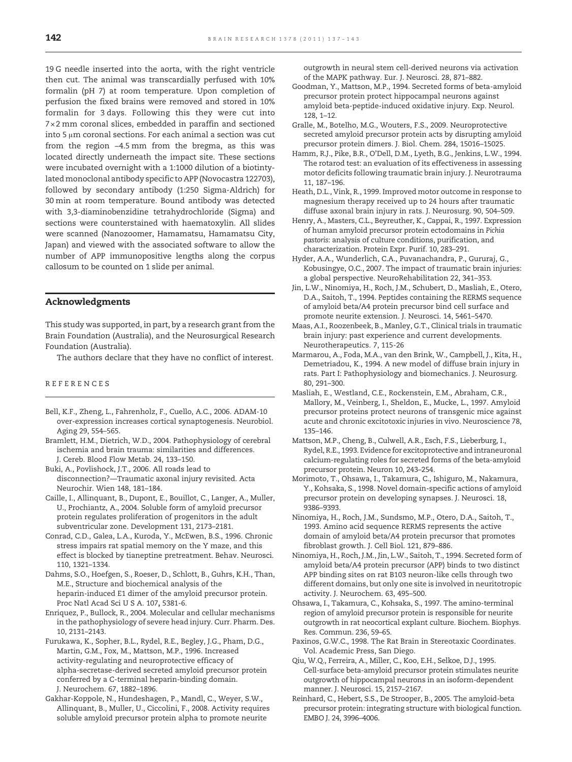19 G needle inserted into the aorta, with the right ventricle then cut. The animal was transcardially perfused with 10% formalin (pH 7) at room temperature. Upon completion of perfusion the fixed brains were removed and stored in 10% formalin for 3 days. Following this they were cut into $7 \times 2$ mm coronal slices, embedded in paraffin and sectioned into 5 μm coronal sections. For each animal a section was cut from the region −4.5 mm from the bregma, as this was located directly underneath the impact site. These sections were incubated overnight with a 1:1000 dilution of a biotintylated monoclonal antibody specific to APP (Novocastra 122703), followed by secondary antibody (1:250 Sigma-Aldrich) for 30 min at room temperature. Bound antibody was detected with 3,3-diaminobenzidine tetrahydrochloride (Sigma) and sections were counterstained with haematoxylin. All slides were scanned (Nanozoomer, Hamamatsu, Hamamatsu City, Japan) and viewed with the associated software to allow the number of APP immunopositive lengths along the corpus callosum to be counted on 1 slide per animal.

## Acknowledgments

This study was supported, in part, by a research grant from the Brain Foundation (Australia), and the Neurosurgical Research Foundation (Australia).

The authors declare that they have no conflict of interest.

## REFERENCES

Bell, K.F., Zheng, L., Fahrenholz, F., Cuello, A.C., 2006. ADAM-10 over-expression increases cortical synaptogenesis. Neurobiol. Aging 29, 554–565.

Bramlett, H.M., Dietrich, W.D., 2004. Pathophysiology of cerebral ischemia and brain trauma: similarities and differences. J. Cereb. Blood Flow Metab. 24, 133–150.

Buki, A., Povlishock, J.T., 2006. All roads lead to disconnection?—Traumatic axonal injury revisited. Acta Neurochir. Wien 148, 181–184.

Caille, I., Allinquant, B., Dupont, E., Bouillot, C., Langer, A., Muller, U., Prochiantz, A., 2004. Soluble form of amyloid precursor protein regulates proliferation of progenitors in the adult subventricular zone. Development 131, 2173–2181.

Conrad, C.D., Galea, L.A., Kuroda, Y., McEwen, B.S., 1996. Chronic stress impairs rat spatial memory on the Y maze, and this effect is blocked by tianeptine pretreatment. Behav. Neurosci. 110, 1321–1334.

Dahms, S.O., Hoefgen, S., Roeser, D., Schlott, B., Guhrs, K.H., Than, M.E., Structure and biochemical analysis of the heparin-induced E1 dimer of the amyloid precursor protein. Proc Natl Acad Sci U S A. 107**,** 5381-6.

Enriquez, P., Bullock, R., 2004. Molecular and cellular mechanisms in the pathophysiology of severe head injury. Curr. Pharm. Des. 10, 2131–2143.

Furukawa, K., Sopher, B.L., Rydel, R.E., Begley, J.G., Pham, D.G., Martin, G.M., Fox, M., Mattson, M.P., 1996. Increased activity-regulating and neuroprotective efficacy of alpha-secretase-derived secreted amyloid precursor protein conferred by a C-terminal heparin-binding domain. J. Neurochem. 67, 1882–1896.

Gakhar-Koppole, N., Hundeshagen, P., Mandl, C., Weyer, S.W., Allinquant, B., Muller, U., Ciccolini, F., 2008. Activity requires soluble amyloid precursor protein alpha to promote neurite outgrowth in neural stem cell-derived neurons via activation of the MAPK pathway. Eur. J. Neurosci. 28, 871–882.

Goodman, Y., Mattson, M.P., 1994. Secreted forms of beta-amyloid precursor protein protect hippocampal neurons against amyloid beta-peptide-induced oxidative injury. Exp. Neurol. 128, 1–12.

Gralle, M., Botelho, M.G., Wouters, F.S., 2009. Neuroprotective secreted amyloid precursor protein acts by disrupting amyloid precursor protein dimers. J. Biol. Chem. 284, 15016–15025.

Hamm, R.J., Pike, B.R., O'Dell, D.M., Lyeth, B.G., Jenkins, L.W., 1994. The rotarod test: an evaluation of its effectiveness in assessing motor deficits following traumatic brain injury. J. Neurotrauma 11, 187–196.

Heath, D.L., Vink, R., 1999. Improved motor outcome in response to magnesium therapy received up to 24 hours after traumatic diffuse axonal brain injury in rats. J. Neurosurg. 90, 504–509.

Henry, A., Masters, C.L., Beyreuther, K., Cappai, R., 1997. Expression of human amyloid precursor protein ectodomains in *Pichia pastoris*: analysis of culture conditions, purification, and characterization. Protein Expr. Purif. 10, 283–291.

Hyder, A.A., Wunderlich, C.A., Puvanachandra, P., Gururaj, G., Kobusingye, O.C., 2007. The impact of traumatic brain injuries: a global perspective. NeuroRehabilitation 22, 341–353.

Jin, L.W., Ninomiya, H., Roch, J.M., Schubert, D., Masliah, E., Otero, D.A., Saitoh, T., 1994. Peptides containing the RERMS sequence of amyloid beta/A4 protein precursor bind cell surface and promote neurite extension. J. Neurosci. 14, 5461–5470.

Maas, A.I., Roozenbeek, B., Manley, G.T., Clinical trials in traumatic brain injury: past experience and current developments. Neurotherapeutics. 7, 115-26

Marmarou, A., Foda, M.A., van den Brink, W., Campbell, J., Kita, H., Demetriadou, K., 1994. A new model of diffuse brain injury in rats. Part I: Pathophysiology and biomechanics. J. Neurosurg. 80, 291–300.

Masliah, E., Westland, C.E., Rockenstein, E.M., Abraham, C.R., Mallory, M., Veinberg, I., Sheldon, E., Mucke, L., 1997. Amyloid precursor proteins protect neurons of transgenic mice against acute and chronic excitotoxic injuries in vivo. Neuroscience 78, 135–146.

Mattson, M.P., Cheng, B., Culwell, A.R., Esch, F.S., Lieberburg, I., Rydel, R.E., 1993. Evidence for excitoprotective and intraneuronal calcium-regulating roles for secreted forms of the beta-amyloid precursor protein. Neuron 10, 243–254.

Morimoto, T., Ohsawa, I., Takamura, C., Ishiguro, M., Nakamura, Y., Kohsaka, S., 1998. Novel domain-specific actions of amyloid precursor protein on developing synapses. J. Neurosci. 18, 9386–9393.

Ninomiya, H., Roch, J.M., Sundsmo, M.P., Otero, D.A., Saitoh, T., 1993. Amino acid sequence RERMS represents the active domain of amyloid beta/A4 protein precursor that promotes fibroblast growth. J. Cell Biol. 121, 879–886.

Ninomiya, H., Roch, J.M., Jin, L.W., Saitoh, T., 1994. Secreted form of amyloid beta/A4 protein precursor (APP) binds to two distinct APP binding sites on rat B103 neuron-like cells through two different domains, but only one site is involved in neuritotropic activity. J. Neurochem. 63, 495–500.

Ohsawa, I., Takamura, C., Kohsaka, S., 1997. The amino-terminal region of amyloid precursor protein is responsible for neurite outgrowth in rat neocortical explant culture. Biochem. Biophys. Res. Commun. 236, 59–65.

Paxinos, G.W.C., 1998. The Rat Brain in Stereotaxic Coordinates. Vol. Academic Press, San Diego.

Qiu, W.Q., Ferreira, A., Miller, C., Koo, E.H., Selkoe, D.J., 1995. Cell-surface beta-amyloid precursor protein stimulates neurite outgrowth of hippocampal neurons in an isoform-dependent manner. J. Neurosci. 15, 2157–2167.

Reinhard, C., Hebert, S.S., De Strooper, B., 2005. The amyloid-beta precursor protein: integrating structure with biological function. EMBO J. 24, 3996–4006.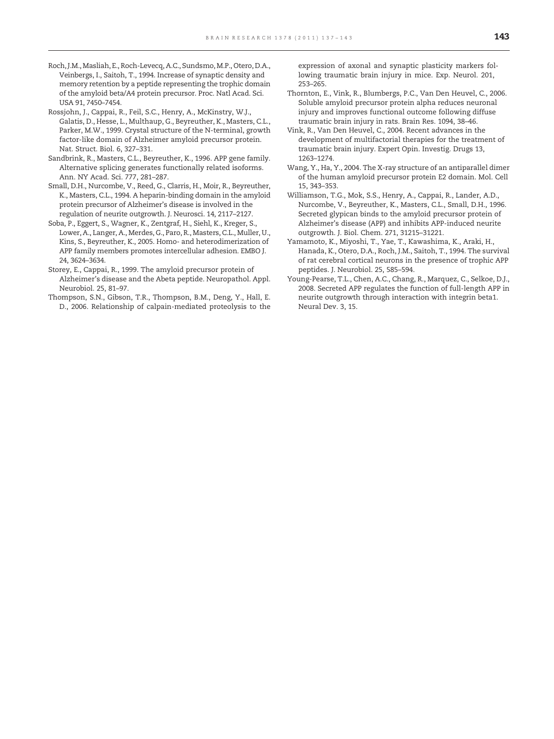Roch, J.M., Masliah, E., Roch-Levecq, A.C., Sundsmo, M.P., Otero, D.A., Veinbergs, I., Saitoh, T., 1994. Increase of synaptic density and memory retention by a peptide representing the trophic domain of the amyloid beta/A4 protein precursor. Proc. Natl Acad. Sci. USA 91, 7450–7454.

Rossjohn, J., Cappai, R., Feil, S.C., Henry, A., McKinstry, W.J., Galatis, D., Hesse, L., Multhaup, G., Beyreuther, K., Masters, C.L., Parker, M.W., 1999. Crystal structure of the N-terminal, growth factor-like domain of Alzheimer amyloid precursor protein. Nat. Struct. Biol. 6, 327–331.

Sandbrink, R., Masters, C.L., Beyreuther, K., 1996. APP gene family. Alternative splicing generates functionally related isoforms. Ann. NY Acad. Sci. 777, 281–287.

Small, D.H., Nurcombe, V., Reed, G., Clarris, H., Moir, R., Beyreuther, K., Masters, C.L., 1994. A heparin-binding domain in the amyloid protein precursor of Alzheimer's disease is involved in the regulation of neurite outgrowth. J. Neurosci. 14, 2117–2127.

Soba, P., Eggert, S., Wagner, K., Zentgraf, H., Siehl, K., Kreger, S., Lower, A., Langer, A., Merdes, G., Paro, R., Masters, C.L., Muller, U., Kins, S., Beyreuther, K., 2005. Homo- and heterodimerization of APP family members promotes intercellular adhesion. EMBO J. 24, 3624–3634.

Storey, E., Cappai, R., 1999. The amyloid precursor protein of Alzheimer's disease and the Abeta peptide. Neuropathol. Appl. Neurobiol. 25, 81–97.

Thompson, S.N., Gibson, T.R., Thompson, B.M., Deng, Y., Hall, E. D., 2006. Relationship of calpain-mediated proteolysis to the expression of axonal and synaptic plasticity markers following traumatic brain injury in mice. Exp. Neurol. 201, 253–265.

Thornton, E., Vink, R., Blumbergs, P.C., Van Den Heuvel, C., 2006. Soluble amyloid precursor protein alpha reduces neuronal injury and improves functional outcome following diffuse traumatic brain injury in rats. Brain Res. 1094, 38–46.

Vink, R., Van Den Heuvel, C., 2004. Recent advances in the development of multifactorial therapies for the treatment of traumatic brain injury. Expert Opin. Investig. Drugs 13, 1263–1274.

Wang, Y., Ha, Y., 2004. The X-ray structure of an antiparallel dimer of the human amyloid precursor protein E2 domain. Mol. Cell 15, 343–353.

Williamson, T.G., Mok, S.S., Henry, A., Cappai, R., Lander, A.D., Nurcombe, V., Beyreuther, K., Masters, C.L., Small, D.H., 1996. Secreted glypican binds to the amyloid precursor protein of Alzheimer's disease (APP) and inhibits APP-induced neurite outgrowth. J. Biol. Chem. 271, 31215–31221.

Yamamoto, K., Miyoshi, T., Yae, T., Kawashima, K., Araki, H., Hanada, K., Otero, D.A., Roch, J.M., Saitoh, T., 1994. The survival of rat cerebral cortical neurons in the presence of trophic APP peptides. J. Neurobiol. 25, 585–594.

Young-Pearse, T.L., Chen, A.C., Chang, R., Marquez, C., Selkoe, D.J., 2008. Secreted APP regulates the function of full-length APP in neurite outgrowth through interaction with integrin beta1. Neural Dev. 3, 15.